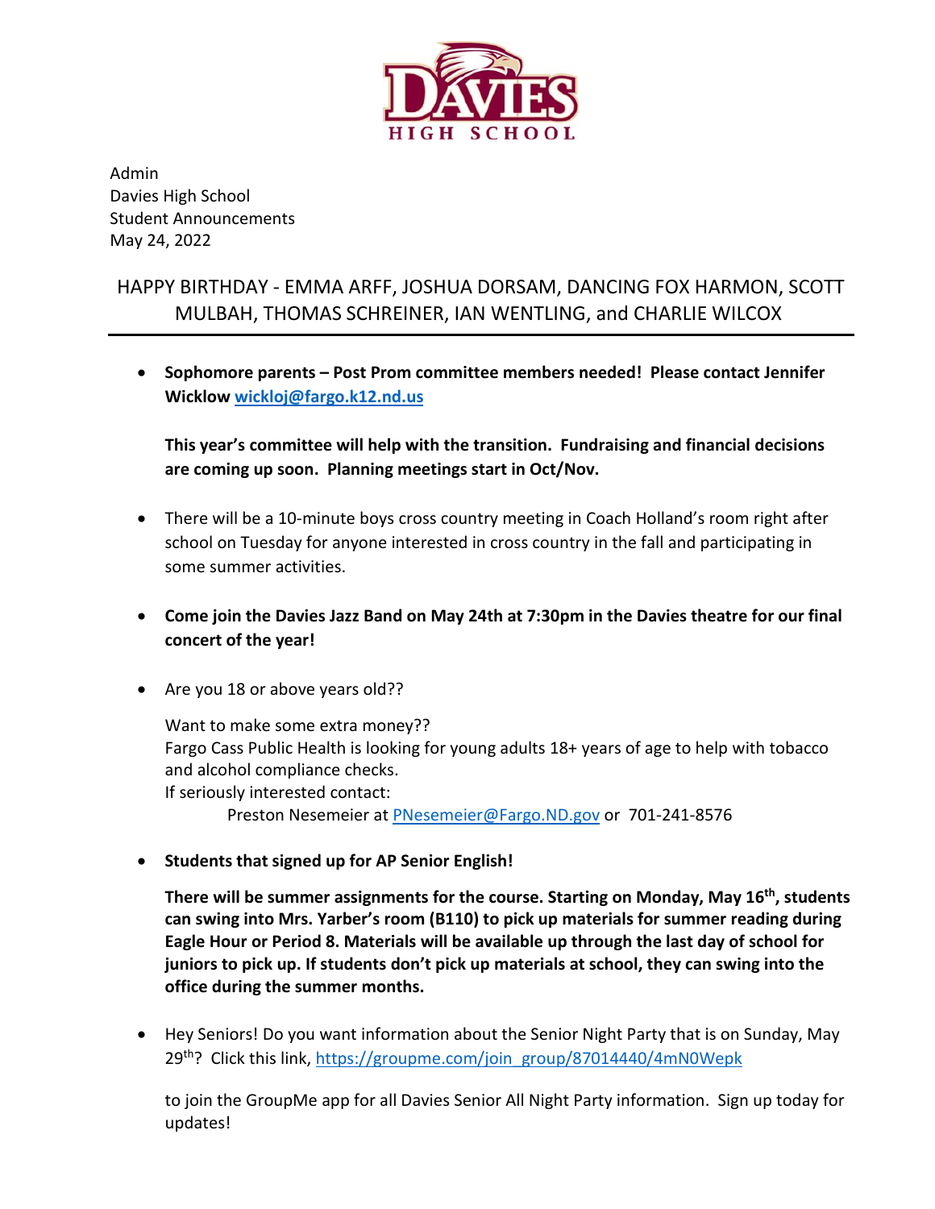Admin
Davies High School
Student Announcements
May 24, 2022

HAPPY BIRTHDAY - EMMA ARFF, JOSHUA DORSAM, DANCING FOX HARMON, SCOTT MULBAH, THOMAS SCHREINER, IAN WENTLING, and CHARLIE WILCOX

---

- **Sophomore parents – Post Prom committee members needed! Please contact Jennifer Wicklow [wickloj@fargo.k12.nd.us](mailto:wickloj@fargo.k12.nd.us)**

  **This year's committee will help with the transition. Fundraising and financial decisions are coming up soon. Planning meetings start in Oct/Nov.**

- There will be a 10-minute boys cross country meeting in Coach Holland's room right after school on Tuesday for anyone interested in cross country in the fall and participating in some summer activities.

- **Come join the Davies Jazz Band on May 24th at 7:30pm in the Davies theatre for our final concert of the year!**

- Are you 18 or above years old??

  Want to make some extra money??
  Fargo Cass Public Health is looking for young adults 18+ years of age to help with tobacco and alcohol compliance checks.
  If seriously interested contact:
  Preston Nesemeier at [PNesemeier@Fargo.ND.gov](mailto:PNesemeier@Fargo.ND.gov) or 701-241-8576

- **Students that signed up for AP Senior English!**

  **There will be summer assignments for the course. Starting on Monday, May 16th, students can swing into Mrs. Yarber's room (B110) to pick up materials for summer reading during Eagle Hour or Period 8. Materials will be available up through the last day of school for juniors to pick up. If students don't pick up materials at school, they can swing into the office during the summer months.**

- Hey Seniors! Do you want information about the Senior Night Party that is on Sunday, May 29th? Click this link, [https://groupme.com/join_group/87014440/4mN0Wepk](https://groupme.com/join_group/87014440/4mN0Wepk)

  to join the GroupMe app for all Davies Senior All Night Party information. Sign up today for updates!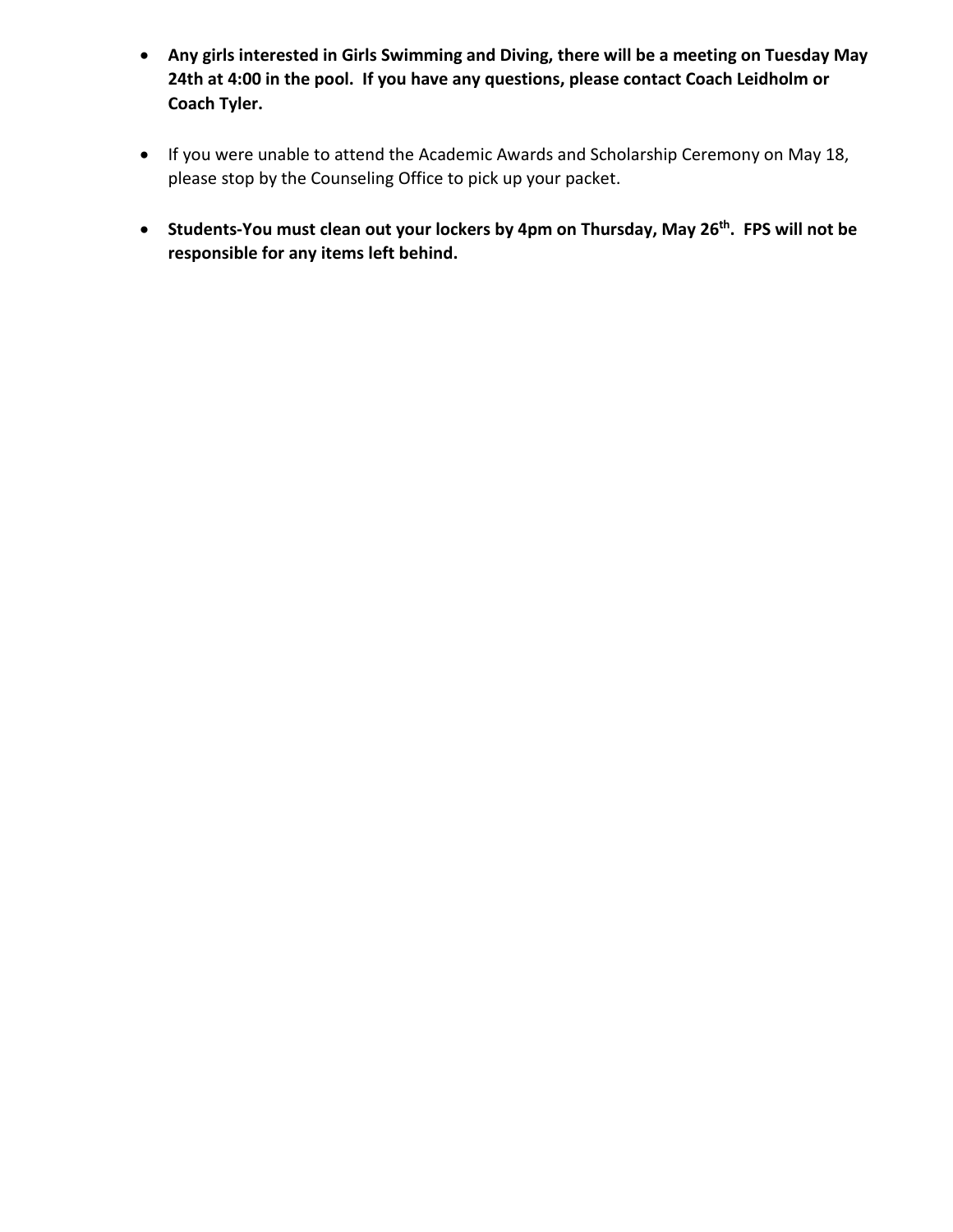- **Any girls interested in Girls Swimming and Diving, there will be a meeting on Tuesday May 24th at 4:00 in the pool. If you have any questions, please contact Coach Leidholm or Coach Tyler.**

- If you were unable to attend the Academic Awards and Scholarship Ceremony on May 18, please stop by the Counseling Office to pick up your packet.

- **Students-You must clean out your lockers by 4pm on Thursday, May 26th. FPS will not be responsible for any items left behind.**